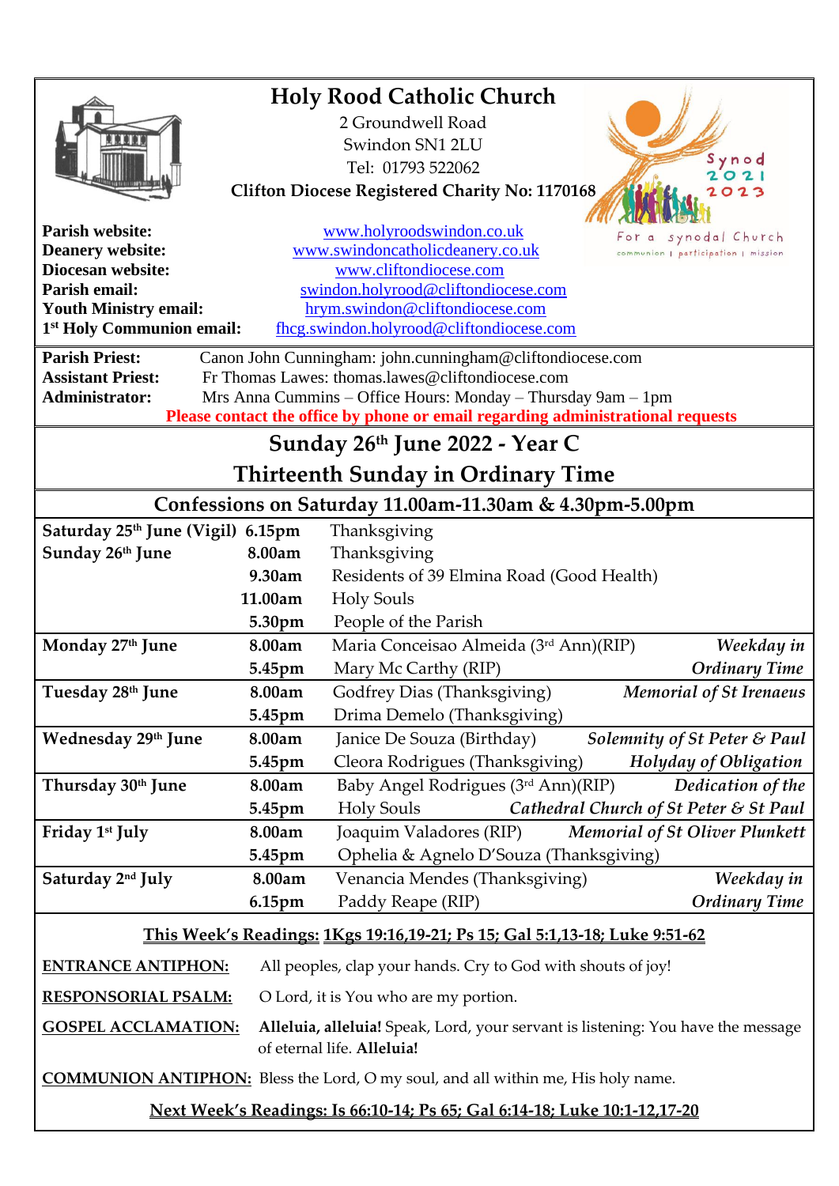# Holy Rood Catholic Church

2 Groundwell Road
Swindon SN1 2LU
Tel: 01793 522062

**Clifton Diocese Registered Charity No: 1170168**

Synod 2021 2023
For a synodal Church
communion | participation | mission

**Parish website:** www.holyroodswindon.co.uk
**Deanery website:** www.swindoncatholicdeanery.co.uk
**Diocesan website:** www.cliftondiocese.com
**Parish email:** swindon.holyrood@cliftondiocese.com
**Youth Ministry email:** hrym.swindon@cliftondiocese.com
**1st Holy Communion email:** fhcg.swindon.holyrood@cliftondiocese.com

**Parish Priest:** Canon John Cunningham: john.cunningham@cliftondiocese.com
**Assistant Priest:** Fr Thomas Lawes: thomas.lawes@cliftondiocese.com
**Administrator:** Mrs Anna Cummins – Office Hours: Monday – Thursday 9am – 1pm

**Please contact the office by phone or email regarding administrational requests**

## Sunday 26th June 2022 - Year C
## Thirteenth Sunday in Ordinary Time

### Confessions on Saturday 11.00am-11.30am & 4.30pm-5.00pm

| Day | Time | Intention | Celebration |
|---|---|---|---|
| **Saturday 25th June (Vigil)** | **6.15pm** | Thanksgiving | |
| **Sunday 26th June** | **8.00am** | Thanksgiving | |
| | **9.30am** | Residents of 39 Elmina Road (Good Health) | |
| | **11.00am** | Holy Souls | |
| | **5.30pm** | People of the Parish | |
| **Monday 27th June** | **8.00am** | Maria Conceisao Almeida (3rd Ann)(RIP) | *Weekday in* |
| | **5.45pm** | Mary Mc Carthy (RIP) | *Ordinary Time* |
| **Tuesday 28th June** | **8.00am** | Godfrey Dias (Thanksgiving) | *Memorial of St Irenaeus* |
| | **5.45pm** | Drima Demelo (Thanksgiving) | |
| **Wednesday 29th June** | **8.00am** | Janice De Souza (Birthday) | *Solemnity of St Peter & Paul* |
| | **5.45pm** | Cleora Rodrigues (Thanksgiving) | *Holyday of Obligation* |
| **Thursday 30th June** | **8.00am** | Baby Angel Rodrigues (3rd Ann)(RIP) | *Dedication of the* |
| | **5.45pm** | Holy Souls | *Cathedral Church of St Peter & St Paul* |
| **Friday 1st July** | **8.00am** | Joaquim Valadores (RIP) | *Memorial of St Oliver Plunkett* |
| | **5.45pm** | Ophelia & Agnelo D'Souza (Thanksgiving) | |
| **Saturday 2nd July** | **8.00am** | Venancia Mendes (Thanksgiving) | *Weekday in* |
| | **6.15pm** | Paddy Reape (RIP) | *Ordinary Time* |

**This Week's Readings: 1Kgs 19:16,19-21; Ps 15; Gal 5:1,13-18; Luke 9:51-62**

**ENTRANCE ANTIPHON:** All peoples, clap your hands. Cry to God with shouts of joy!

**RESPONSORIAL PSALM:** O Lord, it is You who are my portion.

**GOSPEL ACCLAMATION:** **Alleluia, alleluia!** Speak, Lord, your servant is listening: You have the message of eternal life. **Alleluia!**

**COMMUNION ANTIPHON:** Bless the Lord, O my soul, and all within me, His holy name.

**Next Week's Readings: Is 66:10-14; Ps 65; Gal 6:14-18; Luke 10:1-12,17-20**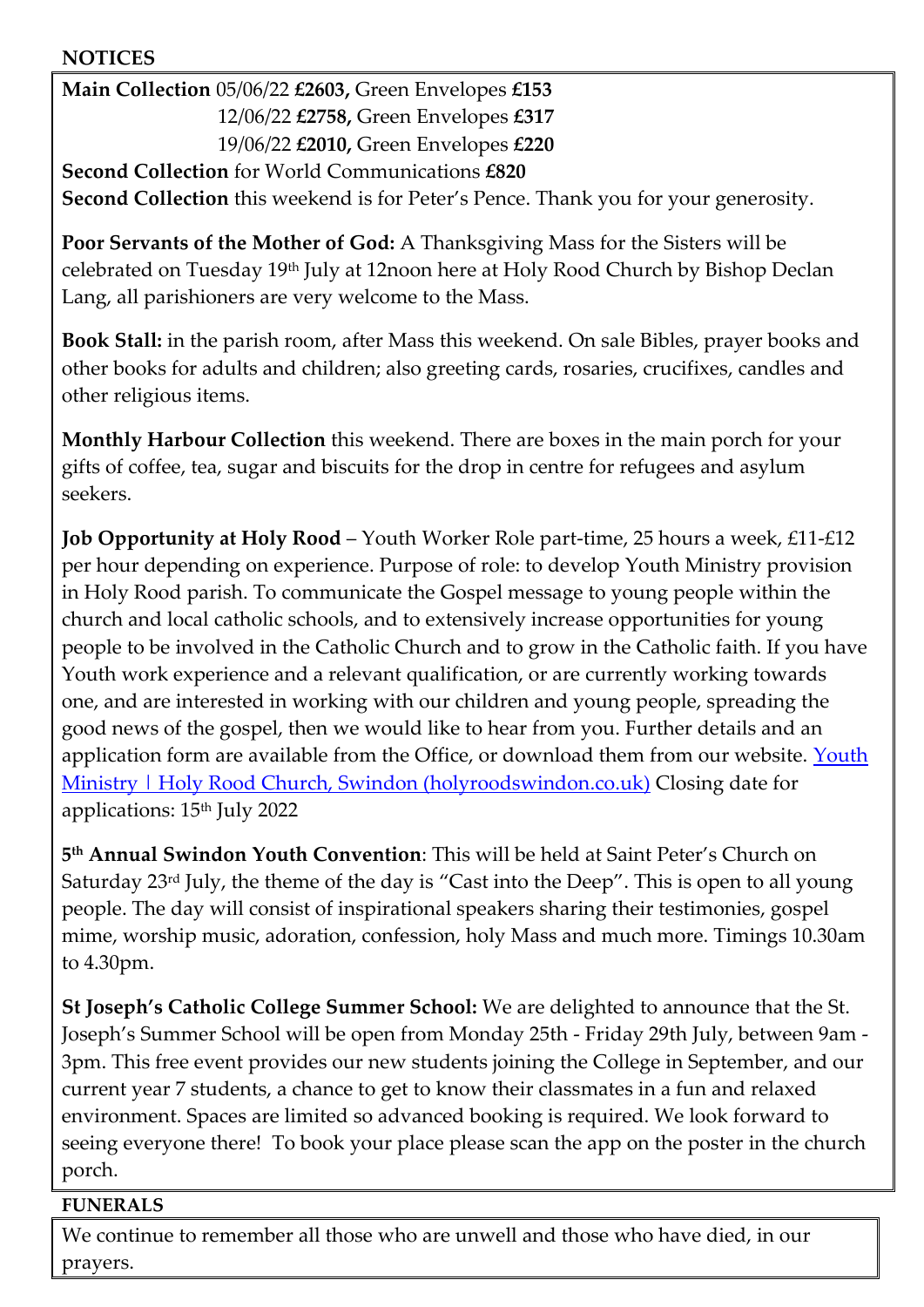## NOTICES

**Main Collection** 05/06/22 **£2603,** Green Envelopes **£153**
12/06/22 **£2758,** Green Envelopes **£317**
19/06/22 **£2010,** Green Envelopes **£220**
**Second Collection** for World Communications **£820**
**Second Collection** this weekend is for Peter's Pence. Thank you for your generosity.

**Poor Servants of the Mother of God:** A Thanksgiving Mass for the Sisters will be celebrated on Tuesday 19th July at 12noon here at Holy Rood Church by Bishop Declan Lang, all parishioners are very welcome to the Mass.

**Book Stall:** in the parish room, after Mass this weekend. On sale Bibles, prayer books and other books for adults and children; also greeting cards, rosaries, crucifixes, candles and other religious items.

**Monthly Harbour Collection** this weekend. There are boxes in the main porch for your gifts of coffee, tea, sugar and biscuits for the drop in centre for refugees and asylum seekers.

**Job Opportunity at Holy Rood** – Youth Worker Role part-time, 25 hours a week, £11-£12 per hour depending on experience. Purpose of role: to develop Youth Ministry provision in Holy Rood parish. To communicate the Gospel message to young people within the church and local catholic schools, and to extensively increase opportunities for young people to be involved in the Catholic Church and to grow in the Catholic faith. If you have Youth work experience and a relevant qualification, or are currently working towards one, and are interested in working with our children and young people, spreading the good news of the gospel, then we would like to hear from you. Further details and an application form are available from the Office, or download them from our website. Youth Ministry | Holy Rood Church, Swindon (holyroodswindon.co.uk) Closing date for applications: 15th July 2022

**5th Annual Swindon Youth Convention**: This will be held at Saint Peter's Church on Saturday 23rd July, the theme of the day is "Cast into the Deep". This is open to all young people. The day will consist of inspirational speakers sharing their testimonies, gospel mime, worship music, adoration, confession, holy Mass and much more. Timings 10.30am to 4.30pm.

**St Joseph's Catholic College Summer School:** We are delighted to announce that the St. Joseph's Summer School will be open from Monday 25th - Friday 29th July, between 9am - 3pm. This free event provides our new students joining the College in September, and our current year 7 students, a chance to get to know their classmates in a fun and relaxed environment. Spaces are limited so advanced booking is required. We look forward to seeing everyone there! To book your place please scan the app on the poster in the church porch.

## FUNERALS

We continue to remember all those who are unwell and those who have died, in our prayers.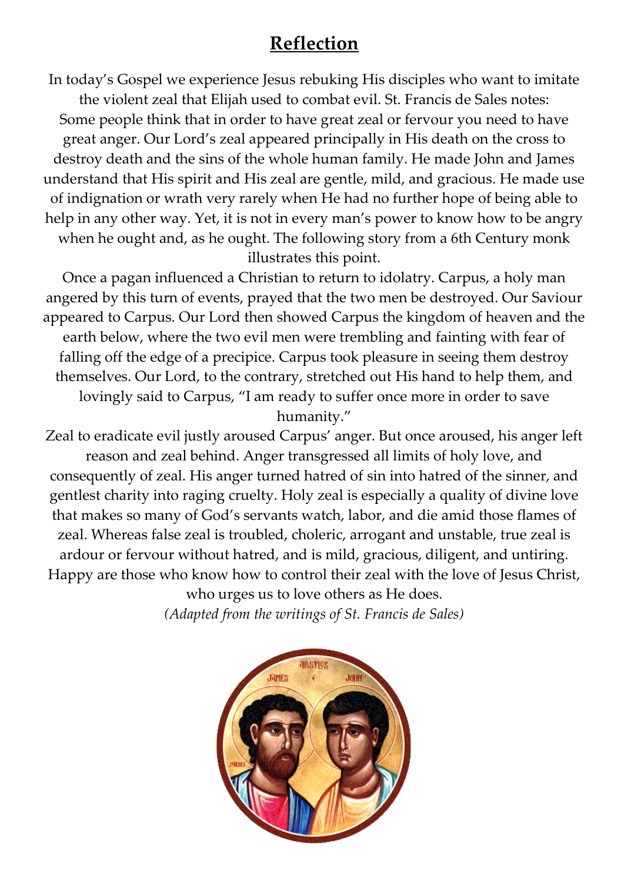# Reflection

In today's Gospel we experience Jesus rebuking His disciples who want to imitate the violent zeal that Elijah used to combat evil. St. Francis de Sales notes: Some people think that in order to have great zeal or fervour you need to have great anger. Our Lord's zeal appeared principally in His death on the cross to destroy death and the sins of the whole human family. He made John and James understand that His spirit and His zeal are gentle, mild, and gracious. He made use of indignation or wrath very rarely when He had no further hope of being able to help in any other way. Yet, it is not in every man's power to know how to be angry when he ought and, as he ought. The following story from a 6th Century monk illustrates this point.

Once a pagan influenced a Christian to return to idolatry. Carpus, a holy man angered by this turn of events, prayed that the two men be destroyed. Our Saviour appeared to Carpus. Our Lord then showed Carpus the kingdom of heaven and the earth below, where the two evil men were trembling and fainting with fear of falling off the edge of a precipice. Carpus took pleasure in seeing them destroy themselves. Our Lord, to the contrary, stretched out His hand to help them, and lovingly said to Carpus, "I am ready to suffer once more in order to save humanity."

Zeal to eradicate evil justly aroused Carpus' anger. But once aroused, his anger left reason and zeal behind. Anger transgressed all limits of holy love, and consequently of zeal. His anger turned hatred of sin into hatred of the sinner, and gentlest charity into raging cruelty. Holy zeal is especially a quality of divine love that makes so many of God's servants watch, labor, and die amid those flames of zeal. Whereas false zeal is troubled, choleric, arrogant and unstable, true zeal is ardour or fervour without hatred, and is mild, gracious, diligent, and untiring. Happy are those who know how to control their zeal with the love of Jesus Christ, who urges us to love others as He does.

*(Adapted from the writings of St. Francis de Sales)*